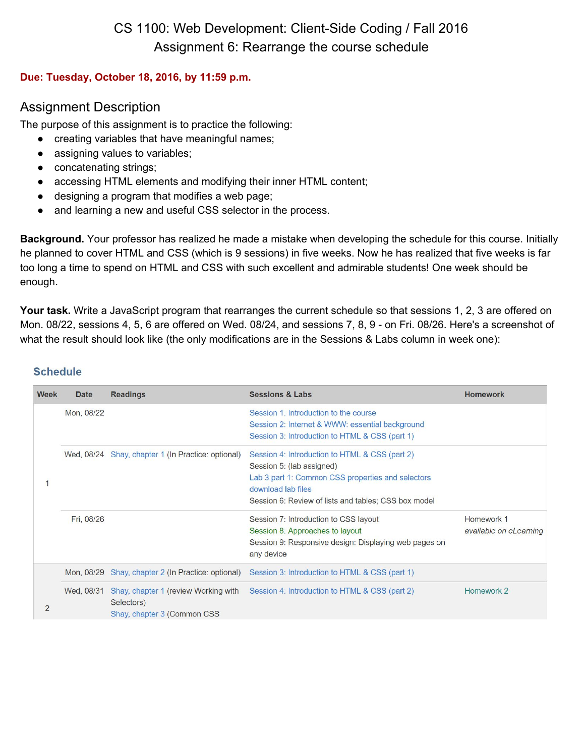# CS 1100: Web Development: Client-Side Coding / Fall 2016
## Assignment 6: Rearrange the course schedule

**Due: Tuesday, October 18, 2016, by 11:59 p.m.**

## Assignment Description

The purpose of this assignment is to practice the following:

- creating variables that have meaningful names;
- assigning values to variables;
- concatenating strings;
- accessing HTML elements and modifying their inner HTML content;
- designing a program that modifies a web page;
- and learning a new and useful CSS selector in the process.

**Background.** Your professor has realized he made a mistake when developing the schedule for this course. Initially he planned to cover HTML and CSS (which is 9 sessions) in five weeks. Now he has realized that five weeks is far too long a time to spend on HTML and CSS with such excellent and admirable students! One week should be enough.

**Your task.** Write a JavaScript program that rearranges the current schedule so that sessions 1, 2, 3 are offered on Mon. 08/22, sessions 4, 5, 6 are offered on Wed. 08/24, and sessions 7, 8, 9 - on Fri. 08/26. Here's a screenshot of what the result should look like (the only modifications are in the Sessions & Labs column in week one):

### Schedule

| Week | Date | Readings | Sessions & Labs | Homework |
|---|---|---|---|---|
| 1 | Mon, 08/22 | | Session 1: Introduction to the course<br>Session 2: Internet & WWW: essential background<br>Session 3: Introduction to HTML & CSS (part 1) | |
| | Wed, 08/24 | Shay, chapter 1 (In Practice: optional) | Session 4: Introduction to HTML & CSS (part 2)<br>Session 5: (lab assigned)<br>Lab 3 part 1: Common CSS properties and selectors<br>download lab files<br>Session 6: Review of lists and tables; CSS box model | |
| | Fri, 08/26 | | Session 7: Introduction to CSS layout<br>Session 8: Approaches to layout<br>Session 9: Responsive design: Displaying web pages on any device | Homework 1<br>*available on eLearning* |
| 2 | Mon, 08/29 | Shay, chapter 2 (In Practice: optional) | Session 3: Introduction to HTML & CSS (part 1) | |
| | Wed, 08/31 | Shay, chapter 1 (review Working with Selectors)<br>Shay, chapter 3 (Common CSS | Session 4: Introduction to HTML & CSS (part 2) | Homework 2 |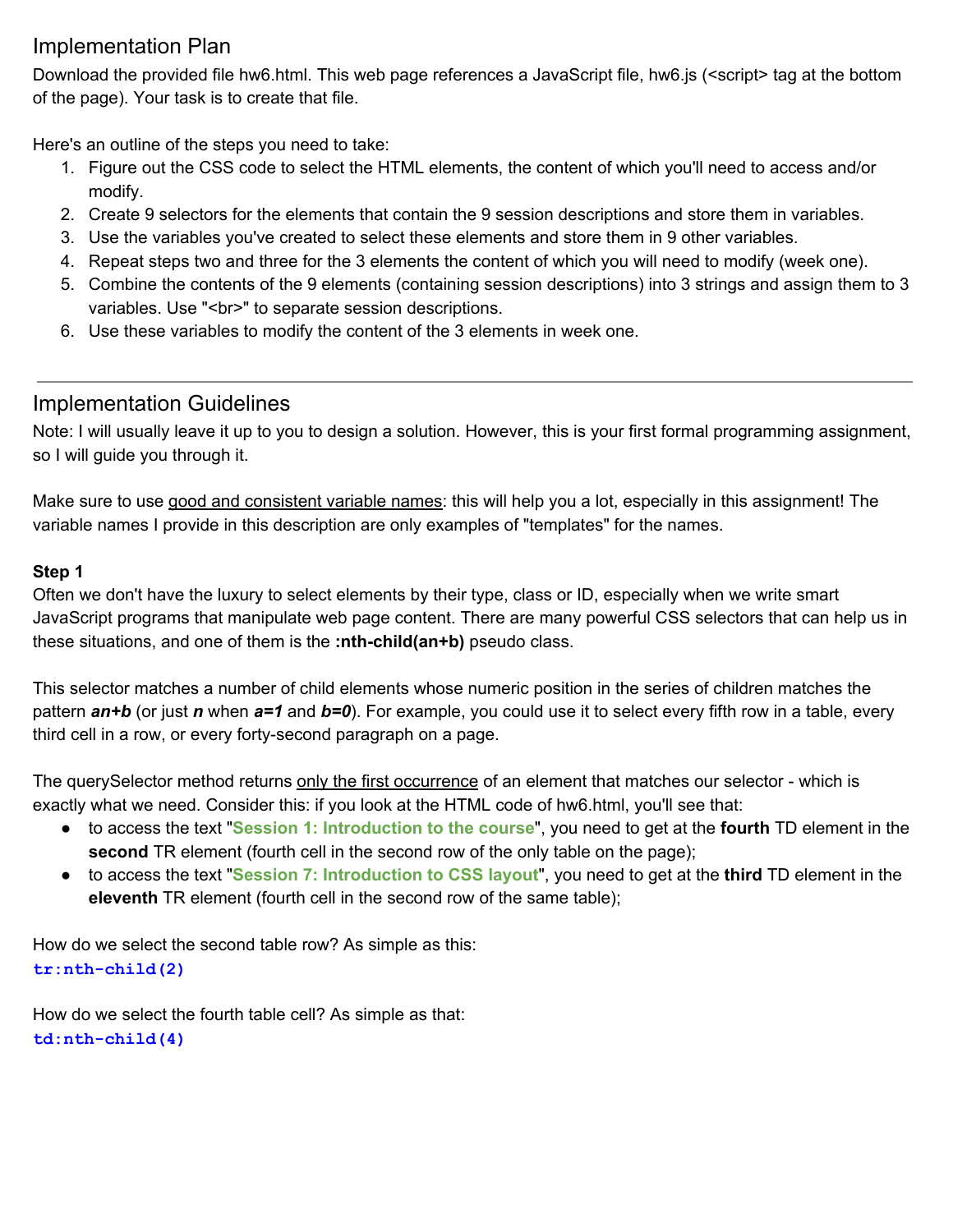## Implementation Plan

Download the provided file hw6.html. This web page references a JavaScript file, hw6.js (<script> tag at the bottom of the page). Your task is to create that file.

Here's an outline of the steps you need to take:

1. Figure out the CSS code to select the HTML elements, the content of which you'll need to access and/or modify.
2. Create 9 selectors for the elements that contain the 9 session descriptions and store them in variables.
3. Use the variables you've created to select these elements and store them in 9 other variables.
4. Repeat steps two and three for the 3 elements the content of which you will need to modify (week one).
5. Combine the contents of the 9 elements (containing session descriptions) into 3 strings and assign them to 3 variables. Use "<br>" to separate session descriptions.
6. Use these variables to modify the content of the 3 elements in week one.

---

## Implementation Guidelines

Note: I will usually leave it up to you to design a solution. However, this is your first formal programming assignment, so I will guide you through it.

Make sure to use good and consistent variable names: this will help you a lot, especially in this assignment! The variable names I provide in this description are only examples of "templates" for the names.

**Step 1**

Often we don't have the luxury to select elements by their type, class or ID, especially when we write smart JavaScript programs that manipulate web page content. There are many powerful CSS selectors that can help us in these situations, and one of them is the **:nth-child(an+b)** pseudo class.

This selector matches a number of child elements whose numeric position in the series of children matches the pattern ***an+b*** (or just ***n*** when ***a=1*** and ***b=0***). For example, you could use it to select every fifth row in a table, every third cell in a row, or every forty-second paragraph on a page.

The querySelector method returns only the first occurrence of an element that matches our selector - which is exactly what we need. Consider this: if you look at the HTML code of hw6.html, you'll see that:

- to access the text "**Session 1: Introduction to the course**", you need to get at the **fourth** TD element in the **second** TR element (fourth cell in the second row of the only table on the page);
- to access the text "**Session 7: Introduction to CSS layout**", you need to get at the **third** TD element in the **eleventh** TR element (fourth cell in the second row of the same table);

How do we select the second table row? As simple as this:

```
tr:nth-child(2)
```

How do we select the fourth table cell? As simple as that:

```
td:nth-child(4)
```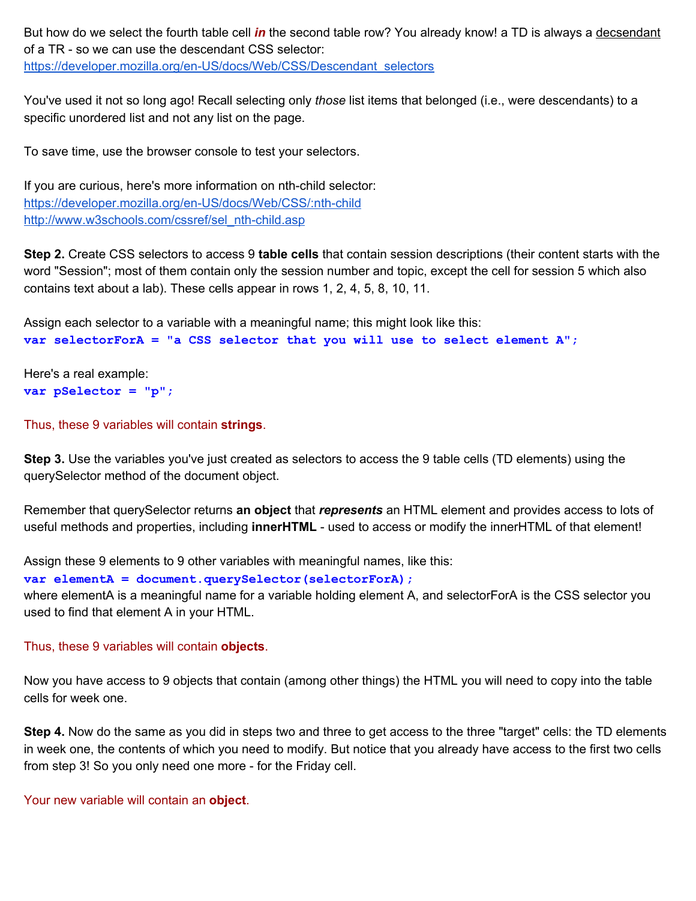But how do we select the fourth table cell ***in*** the second table row? You already know! a TD is always a decsendant of a TR - so we can use the descendant CSS selector:
https://developer.mozilla.org/en-US/docs/Web/CSS/Descendant_selectors

You've used it not so long ago! Recall selecting only *those* list items that belonged (i.e., were descendants) to a specific unordered list and not any list on the page.

To save time, use the browser console to test your selectors.

If you are curious, here's more information on nth-child selector:
https://developer.mozilla.org/en-US/docs/Web/CSS/:nth-child
http://www.w3schools.com/cssref/sel_nth-child.asp

**Step 2.** Create CSS selectors to access 9 **table cells** that contain session descriptions (their content starts with the word "Session"; most of them contain only the session number and topic, except the cell for session 5 which also contains text about a lab). These cells appear in rows 1, 2, 4, 5, 8, 10, 11.

Assign each selector to a variable with a meaningful name; this might look like this:

```
var selectorForA = "a CSS selector that you will use to select element A";
```

Here's a real example:

```
var pSelector = "p";
```

Thus, these 9 variables will contain **strings**.

**Step 3.** Use the variables you've just created as selectors to access the 9 table cells (TD elements) using the querySelector method of the document object.

Remember that querySelector returns **an object** that ***represents*** an HTML element and provides access to lots of useful methods and properties, including **innerHTML** - used to access or modify the innerHTML of that element!

Assign these 9 elements to 9 other variables with meaningful names, like this:

```
var elementA = document.querySelector(selectorForA);
```

where elementA is a meaningful name for a variable holding element A, and selectorForA is the CSS selector you used to find that element A in your HTML.

Thus, these 9 variables will contain **objects**.

Now you have access to 9 objects that contain (among other things) the HTML you will need to copy into the table cells for week one.

**Step 4.** Now do the same as you did in steps two and three to get access to the three "target" cells: the TD elements in week one, the contents of which you need to modify. But notice that you already have access to the first two cells from step 3! So you only need one more - for the Friday cell.

Your new variable will contain an **object**.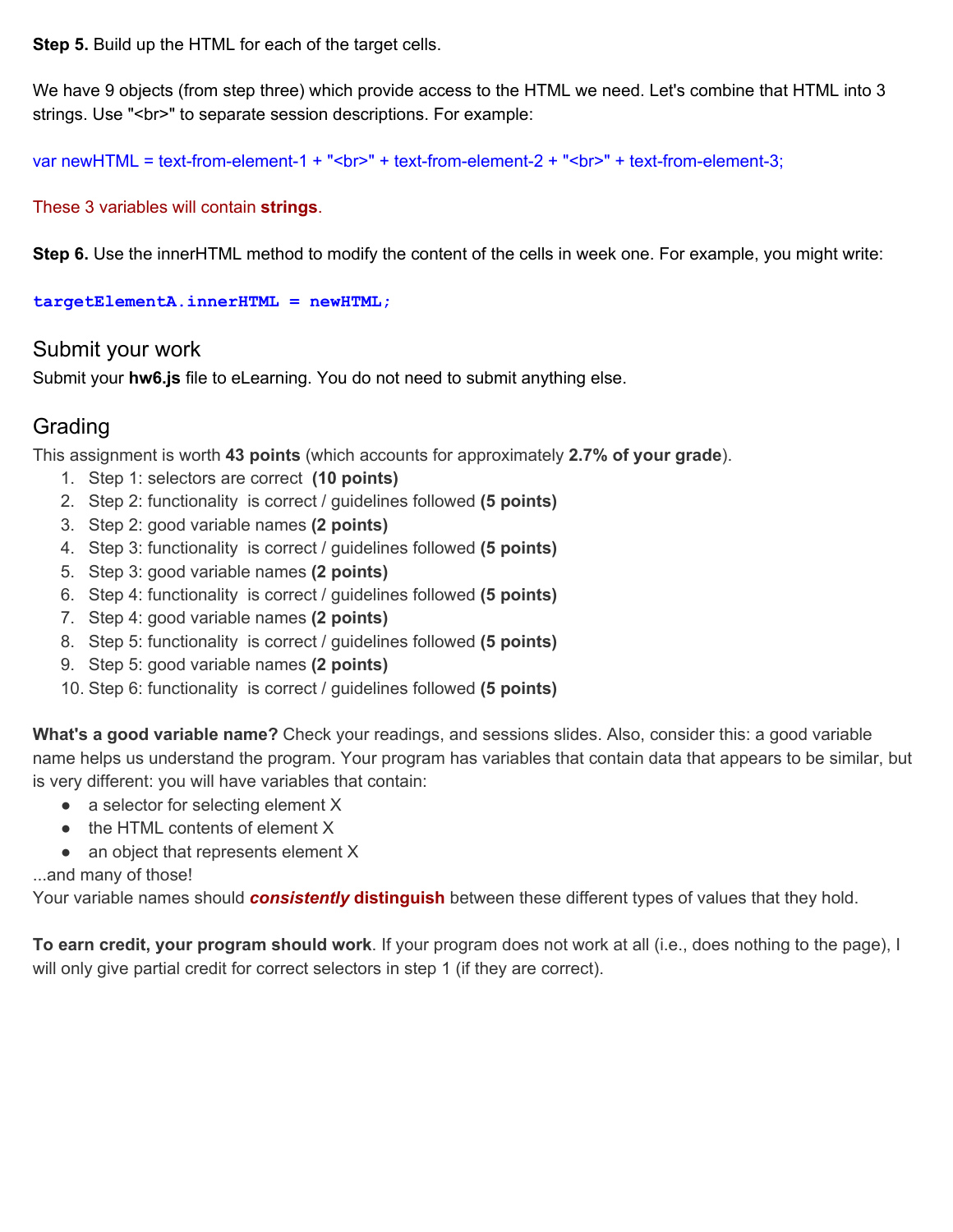**Step 5.** Build up the HTML for each of the target cells.

We have 9 objects (from step three) which provide access to the HTML we need. Let's combine that HTML into 3 strings. Use "<br>" to separate session descriptions. For example:

```
var newHTML = text-from-element-1 + "<br>" + text-from-element-2 + "<br>" + text-from-element-3;
```

These 3 variables will contain **strings**.

**Step 6.** Use the innerHTML method to modify the content of the cells in week one. For example, you might write:

```
targetElementA.innerHTML = newHTML;
```

## Submit your work

Submit your **hw6.js** file to eLearning. You do not need to submit anything else.

## Grading

This assignment is worth **43 points** (which accounts for approximately **2.7% of your grade**).

1. Step 1: selectors are correct **(10 points)**
2. Step 2: functionality is correct / guidelines followed **(5 points)**
3. Step 2: good variable names **(2 points)**
4. Step 3: functionality is correct / guidelines followed **(5 points)**
5. Step 3: good variable names **(2 points)**
6. Step 4: functionality is correct / guidelines followed **(5 points)**
7. Step 4: good variable names **(2 points)**
8. Step 5: functionality is correct / guidelines followed **(5 points)**
9. Step 5: good variable names **(2 points)**
10. Step 6: functionality is correct / guidelines followed **(5 points)**

**What's a good variable name?** Check your readings, and sessions slides. Also, consider this: a good variable name helps us understand the program. Your program has variables that contain data that appears to be similar, but is very different: you will have variables that contain:

- a selector for selecting element X
- the HTML contents of element X
- an object that represents element X

...and many of those!
Your variable names should ***consistently* distinguish** between these different types of values that they hold.

**To earn credit, your program should work**. If your program does not work at all (i.e., does nothing to the page), I will only give partial credit for correct selectors in step 1 (if they are correct).